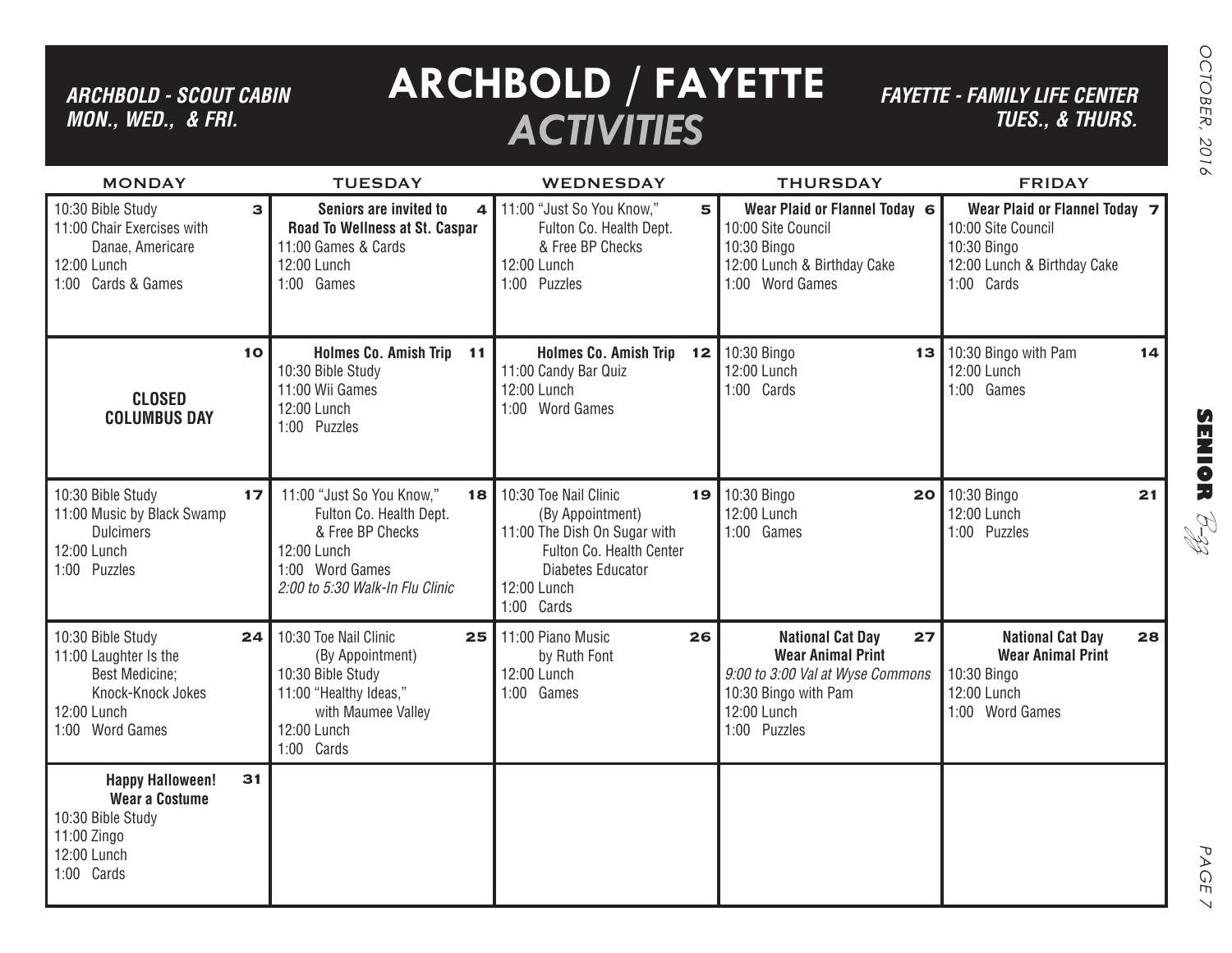# ARCHBOLD / FAYETTE *ACTIVITIES*

***ARCHBOLD - SCOUT CABIN MON., WED., & FRI.***

***FAYETTE - FAMILY LIFE CENTER TUES., & THURS.***

| MONDAY | TUESDAY | WEDNESDAY | THURSDAY | FRIDAY |
|---|---|---|---|---|
| **3**<br>10:30 Bible Study<br>11:00 Chair Exercises with Danae, Americare<br>12:00 Lunch<br>1:00 Cards & Games | **4**<br>**Seniors are invited to Road To Wellness at St. Caspar**<br>11:00 Games & Cards<br>12:00 Lunch<br>1:00 Games | **5**<br>11:00 "Just So You Know," Fulton Co. Health Dept. & Free BP Checks<br>12:00 Lunch<br>1:00 Puzzles | **6**<br>**Wear Plaid or Flannel Today**<br>10:00 Site Council<br>10:30 Bingo<br>12:00 Lunch & Birthday Cake<br>1:00 Word Games | **7**<br>**Wear Plaid or Flannel Today**<br>10:00 Site Council<br>10:30 Bingo<br>12:00 Lunch & Birthday Cake<br>1:00 Cards |
| **10**<br>**CLOSED COLUMBUS DAY** | **11**<br>**Holmes Co. Amish Trip**<br>10:30 Bible Study<br>11:00 Wii Games<br>12:00 Lunch<br>1:00 Puzzles | **12**<br>**Holmes Co. Amish Trip**<br>11:00 Candy Bar Quiz<br>12:00 Lunch<br>1:00 Word Games | **13**<br>10:30 Bingo<br>12:00 Lunch<br>1:00 Cards | **14**<br>10:30 Bingo with Pam<br>12:00 Lunch<br>1:00 Games |
| **17**<br>10:30 Bible Study<br>11:00 Music by Black Swamp Dulcimers<br>12:00 Lunch<br>1:00 Puzzles | **18**<br>11:00 "Just So You Know," Fulton Co. Health Dept. & Free BP Checks<br>12:00 Lunch<br>1:00 Word Games<br>*2:00 to 5:30 Walk-In Flu Clinic* | **19**<br>10:30 Toe Nail Clinic (By Appointment)<br>11:00 The Dish On Sugar with Fulton Co. Health Center Diabetes Educator<br>12:00 Lunch<br>1:00 Cards | **20**<br>10:30 Bingo<br>12:00 Lunch<br>1:00 Games | **21**<br>10:30 Bingo<br>12:00 Lunch<br>1:00 Puzzles |
| **24**<br>10:30 Bible Study<br>11:00 Laughter Is the Best Medicine; Knock-Knock Jokes<br>12:00 Lunch<br>1:00 Word Games | **25**<br>10:30 Toe Nail Clinic (By Appointment)<br>10:30 Bible Study<br>11:00 "Healthy Ideas," with Maumee Valley<br>12:00 Lunch<br>1:00 Cards | **26**<br>11:00 Piano Music by Ruth Font<br>12:00 Lunch<br>1:00 Games | **27**<br>**National Cat Day**<br>**Wear Animal Print**<br>*9:00 to 3:00 Val at Wyse Commons*<br>10:30 Bingo with Pam<br>12:00 Lunch<br>1:00 Puzzles | **28**<br>**National Cat Day**<br>**Wear Animal Print**<br>10:30 Bingo<br>12:00 Lunch<br>1:00 Word Games |
| **31**<br>**Happy Halloween!**<br>**Wear a Costume**<br>10:30 Bible Study<br>11:00 Zingo<br>12:00 Lunch<br>1:00 Cards | | | | |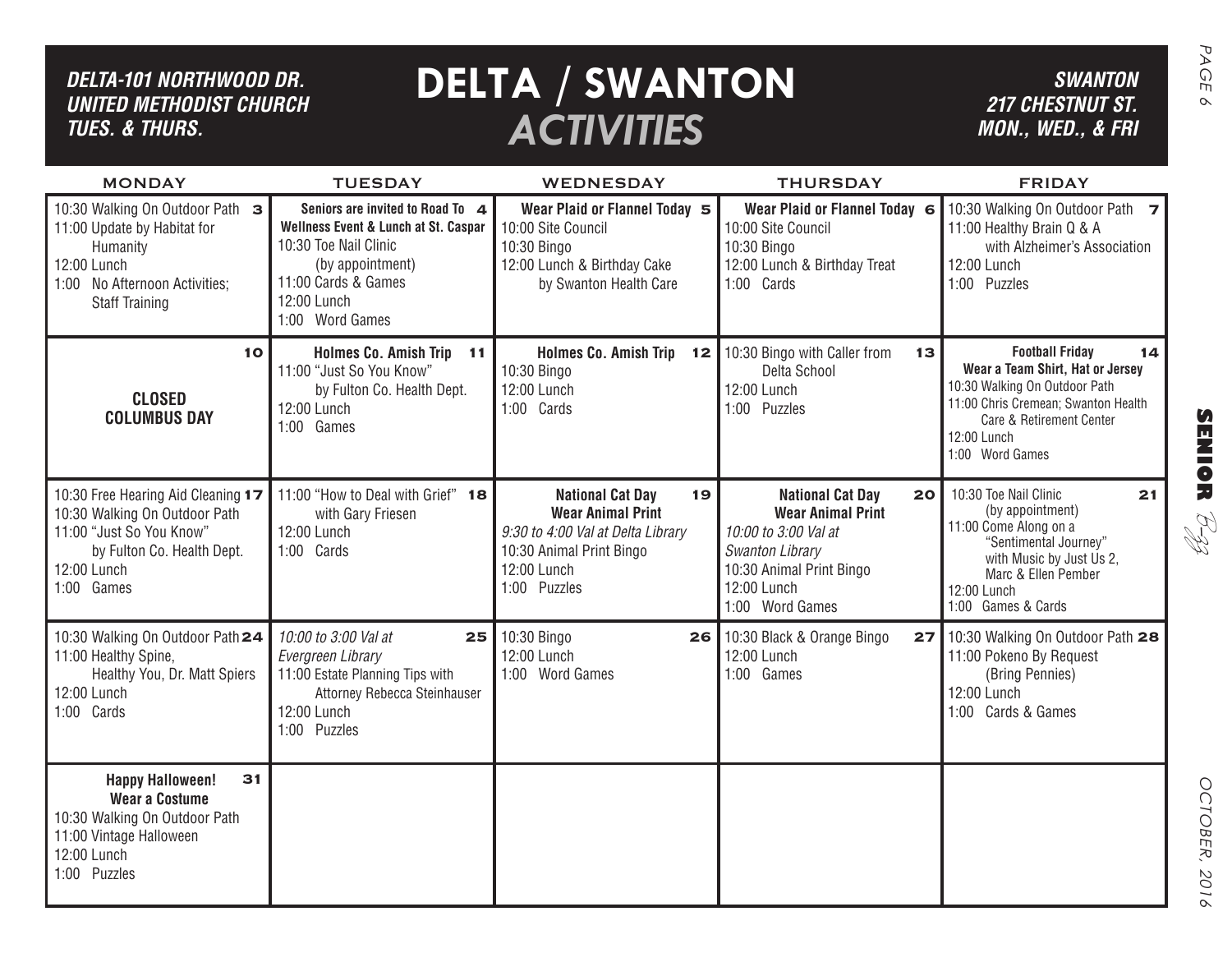# DELTA / SWANTON *ACTIVITIES*

***DELTA-101 NORTHWOOD DR. UNITED METHODIST CHURCH TUES. & THURS.***

***SWANTON 217 CHESTNUT ST. MON., WED., & FRI***

| MONDAY | TUESDAY | WEDNESDAY | THURSDAY | FRIDAY |
|---|---|---|---|---|
| **3** 10:30 Walking On Outdoor Path<br>11:00 Update by Habitat for Humanity<br>12:00 Lunch<br>1:00 No Afternoon Activities; Staff Training | **4** **Seniors are invited to Road To Wellness Event & Lunch at St. Caspar**<br>10:30 Toe Nail Clinic (by appointment)<br>11:00 Cards & Games<br>12:00 Lunch<br>1:00 Word Games | **5** **Wear Plaid or Flannel Today**<br>10:00 Site Council<br>10:30 Bingo<br>12:00 Lunch & Birthday Cake by Swanton Health Care | **6** **Wear Plaid or Flannel Today**<br>10:00 Site Council<br>10:30 Bingo<br>12:00 Lunch & Birthday Treat<br>1:00 Cards | **7** 10:30 Walking On Outdoor Path<br>11:00 Healthy Brain Q & A with Alzheimer's Association<br>12:00 Lunch<br>1:00 Puzzles |
| **10** **CLOSED COLUMBUS DAY** | **11** **Holmes Co. Amish Trip**<br>11:00 "Just So You Know" by Fulton Co. Health Dept.<br>12:00 Lunch<br>1:00 Games | **12** **Holmes Co. Amish Trip**<br>10:30 Bingo<br>12:00 Lunch<br>1:00 Cards | **13** 10:30 Bingo with Caller from Delta School<br>12:00 Lunch<br>1:00 Puzzles | **14** **Football Friday**<br>**Wear a Team Shirt, Hat or Jersey**<br>10:30 Walking On Outdoor Path<br>11:00 Chris Cremean; Swanton Health Care & Retirement Center<br>12:00 Lunch<br>1:00 Word Games |
| **17** 10:30 Free Hearing Aid Cleaning<br>10:30 Walking On Outdoor Path<br>11:00 "Just So You Know" by Fulton Co. Health Dept.<br>12:00 Lunch<br>1:00 Games | **18** 11:00 "How to Deal with Grief" with Gary Friesen<br>12:00 Lunch<br>1:00 Cards | **19** **National Cat Day**<br>**Wear Animal Print**<br>*9:30 to 4:00 Val at Delta Library*<br>10:30 Animal Print Bingo<br>12:00 Lunch<br>1:00 Puzzles | **20** **National Cat Day**<br>**Wear Animal Print**<br>*10:00 to 3:00 Val at Swanton Library*<br>10:30 Animal Print Bingo<br>12:00 Lunch<br>1:00 Word Games | **21** 10:30 Toe Nail Clinic (by appointment)<br>11:00 Come Along on a "Sentimental Journey" with Music by Just Us 2, Marc & Ellen Pember<br>12:00 Lunch<br>1:00 Games & Cards |
| **24** 10:30 Walking On Outdoor Path<br>11:00 Healthy Spine, Healthy You, Dr. Matt Spiers<br>12:00 Lunch<br>1:00 Cards | **25** *10:00 to 3:00 Val at Evergreen Library*<br>11:00 Estate Planning Tips with Attorney Rebecca Steinhauser<br>12:00 Lunch<br>1:00 Puzzles | **26** 10:30 Bingo<br>12:00 Lunch<br>1:00 Word Games | **27** 10:30 Black & Orange Bingo<br>12:00 Lunch<br>1:00 Games | **28** 10:30 Walking On Outdoor Path<br>11:00 Pokeno By Request (Bring Pennies)<br>12:00 Lunch<br>1:00 Cards & Games |
| **31** **Happy Halloween!**<br>**Wear a Costume**<br>10:30 Walking On Outdoor Path<br>11:00 Vintage Halloween<br>12:00 Lunch<br>1:00 Puzzles | | | | |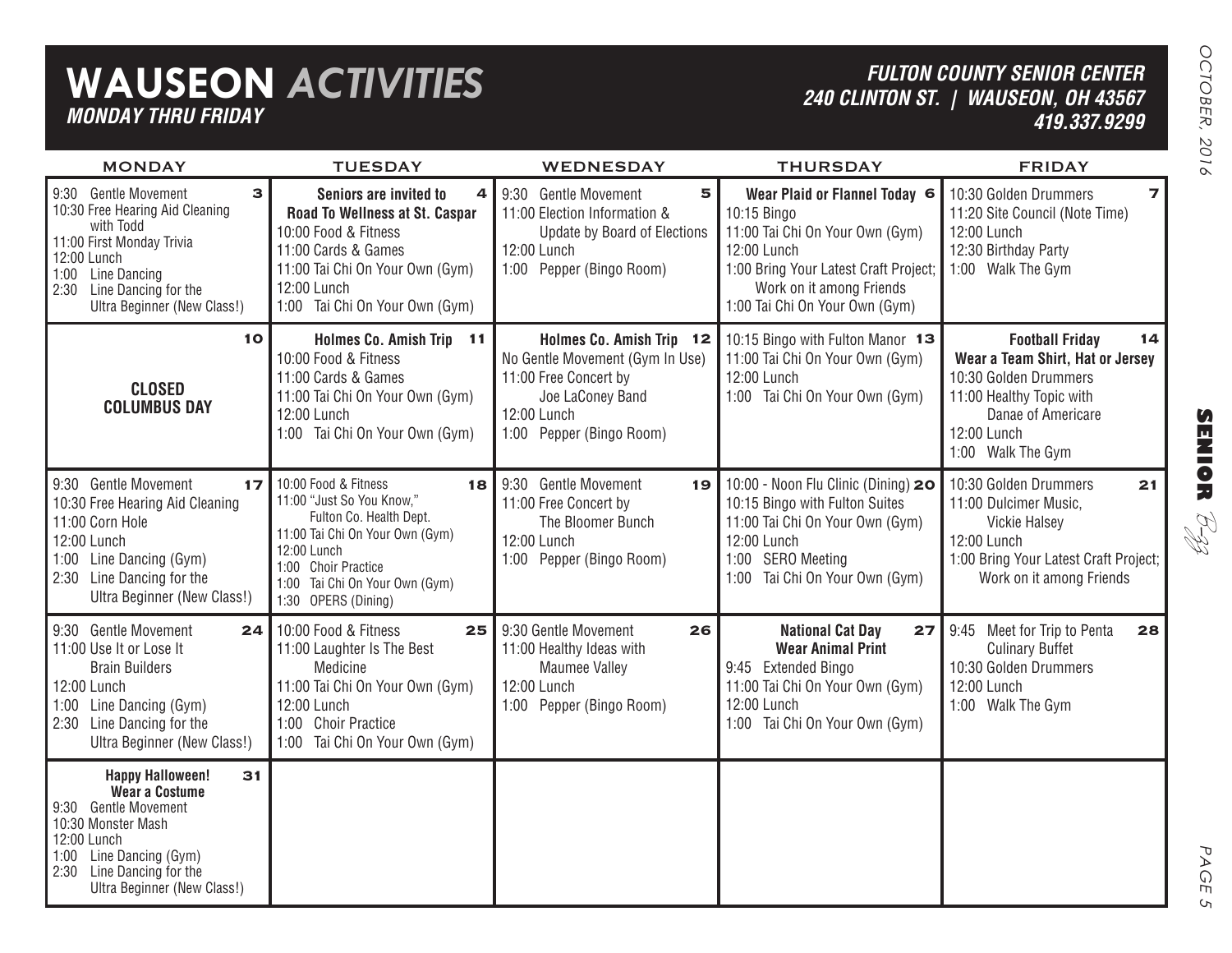# WAUSEON *ACTIVITIES*

***MONDAY THRU FRIDAY***

***FULTON COUNTY SENIOR CENTER***
***240 CLINTON ST. | WAUSEON, OH 43567***
***419.337.9299***

| MONDAY | TUESDAY | WEDNESDAY | THURSDAY | FRIDAY |
|---|---|---|---|---|
| **3**<br>9:30 Gentle Movement<br>10:30 Free Hearing Aid Cleaning with Todd<br>11:00 First Monday Trivia<br>12:00 Lunch<br>1:00 Line Dancing<br>2:30 Line Dancing for the Ultra Beginner (New Class!) | **4**<br>**Seniors are invited to Road To Wellness at St. Caspar**<br>10:00 Food & Fitness<br>11:00 Cards & Games<br>11:00 Tai Chi On Your Own (Gym)<br>12:00 Lunch<br>1:00 Tai Chi On Your Own (Gym) | **5**<br>9:30 Gentle Movement<br>11:00 Election Information & Update by Board of Elections<br>12:00 Lunch<br>1:00 Pepper (Bingo Room) | **6**<br>**Wear Plaid or Flannel Today**<br>10:15 Bingo<br>11:00 Tai Chi On Your Own (Gym)<br>12:00 Lunch<br>1:00 Bring Your Latest Craft Project; Work on it among Friends<br>1:00 Tai Chi On Your Own (Gym) | **7**<br>10:30 Golden Drummers<br>11:20 Site Council (Note Time)<br>12:00 Lunch<br>12:30 Birthday Party<br>1:00 Walk The Gym |
| **10**<br>**CLOSED COLUMBUS DAY** | **11**<br>**Holmes Co. Amish Trip**<br>10:00 Food & Fitness<br>11:00 Cards & Games<br>11:00 Tai Chi On Your Own (Gym)<br>12:00 Lunch<br>1:00 Tai Chi On Your Own (Gym) | **12**<br>**Holmes Co. Amish Trip**<br>No Gentle Movement (Gym In Use)<br>11:00 Free Concert by Joe LaConey Band<br>12:00 Lunch<br>1:00 Pepper (Bingo Room) | **13**<br>10:15 Bingo with Fulton Manor<br>11:00 Tai Chi On Your Own (Gym)<br>12:00 Lunch<br>1:00 Tai Chi On Your Own (Gym) | **14**<br>**Football Friday**<br>**Wear a Team Shirt, Hat or Jersey**<br>10:30 Golden Drummers<br>11:00 Healthy Topic with Danae of Americare<br>12:00 Lunch<br>1:00 Walk The Gym |
| **17**<br>9:30 Gentle Movement<br>10:30 Free Hearing Aid Cleaning<br>11:00 Corn Hole<br>12:00 Lunch<br>1:00 Line Dancing (Gym)<br>2:30 Line Dancing for the Ultra Beginner (New Class!) | **18**<br>10:00 Food & Fitness<br>11:00 "Just So You Know," Fulton Co. Health Dept.<br>11:00 Tai Chi On Your Own (Gym)<br>12:00 Lunch<br>1:00 Choir Practice<br>1:00 Tai Chi On Your Own (Gym)<br>1:30 OPERS (Dining) | **19**<br>9:30 Gentle Movement<br>11:00 Free Concert by The Bloomer Bunch<br>12:00 Lunch<br>1:00 Pepper (Bingo Room) | **20**<br>10:00 - Noon Flu Clinic (Dining)<br>10:15 Bingo with Fulton Suites<br>11:00 Tai Chi On Your Own (Gym)<br>12:00 Lunch<br>1:00 SERO Meeting<br>1:00 Tai Chi On Your Own (Gym) | **21**<br>10:30 Golden Drummers<br>11:00 Dulcimer Music, Vickie Halsey<br>12:00 Lunch<br>1:00 Bring Your Latest Craft Project; Work on it among Friends |
| **24**<br>9:30 Gentle Movement<br>11:00 Use It or Lose It Brain Builders<br>12:00 Lunch<br>1:00 Line Dancing (Gym)<br>2:30 Line Dancing for the Ultra Beginner (New Class!) | **25**<br>10:00 Food & Fitness<br>11:00 Laughter Is The Best Medicine<br>11:00 Tai Chi On Your Own (Gym)<br>12:00 Lunch<br>1:00 Choir Practice<br>1:00 Tai Chi On Your Own (Gym) | **26**<br>9:30 Gentle Movement<br>11:00 Healthy Ideas with Maumee Valley<br>12:00 Lunch<br>1:00 Pepper (Bingo Room) | **27**<br>**National Cat Day**<br>**Wear Animal Print**<br>9:45 Extended Bingo<br>11:00 Tai Chi On Your Own (Gym)<br>12:00 Lunch<br>1:00 Tai Chi On Your Own (Gym) | **28**<br>9:45 Meet for Trip to Penta Culinary Buffet<br>10:30 Golden Drummers<br>12:00 Lunch<br>1:00 Walk The Gym |
| **31**<br>**Happy Halloween! Wear a Costume**<br>9:30 Gentle Movement<br>10:30 Monster Mash<br>12:00 Lunch<br>1:00 Line Dancing (Gym)<br>2:30 Line Dancing for the Ultra Beginner (New Class!) | | | | |